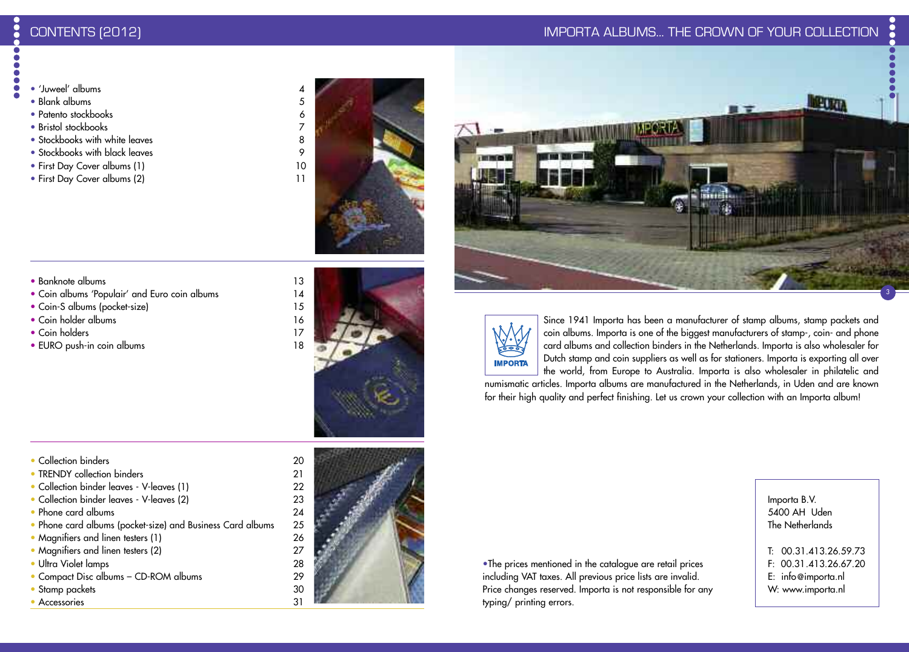# CONTENTS (2012)

| | |
|---|---|
| • 'Juweel' albums | 4 |
| • Blank albums | 5 |
| • Patento stockbooks | 6 |
| • Bristol stockbooks | 7 |
| • Stockbooks with white leaves | 8 |
| • Stockbooks with black leaves | 9 |
| • First Day Cover albums (1) | 10 |
| • First Day Cover albums (2) | 11 |

| | |
|---|---|
| • Banknote albums | 13 |
| • Coin albums 'Populair' and Euro coin albums | 14 |
| • Coin-S albums (pocket-size) | 15 |
| • Coin holder albums | 16 |
| • Coin holders | 17 |
| • EURO push-in coin albums | 18 |

| | |
|---|---|
| • Collection binders | 20 |
| • TRENDY collection binders | 21 |
| • Collection binder leaves - V-leaves (1) | 22 |
| • Collection binder leaves - V-leaves (2) | 23 |
| • Phone card albums | 24 |
| • Phone card albums (pocket-size) and Business Card albums | 25 |
| • Magnifiers and linen testers (1) | 26 |
| • Magnifiers and linen testers (2) | 27 |
| • Ultra Violet lamps | 28 |
| • Compact Disc albums – CD-ROM albums | 29 |
| • Stamp packets | 30 |
| • Accessories | 31 |

# IMPORTA ALBUMS... THE CROWN OF YOUR COLLECTION

Since 1941 Importa has been a manufacturer of stamp albums, stamp packets and coin albums. Importa is one of the biggest manufacturers of stamp-, coin- and phone card albums and collection binders in the Netherlands. Importa is also wholesaler for Dutch stamp and coin suppliers as well as for stationers. Importa is exporting all over the world, from Europe to Australia. Importa is also wholesaler in philatelic and numismatic articles. Importa albums are manufactured in the Netherlands, in Uden and are known for their high quality and perfect finishing. Let us crown your collection with an Importa album!

•The prices mentioned in the catalogue are retail prices including VAT taxes. All previous price lists are invalid. Price changes reserved. Importa is not responsible for any typing/ printing errors.

Importa B.V.
5400 AH Uden
The Netherlands

T: 00.31.413.26.59.73
F: 00.31.413.26.67.20
E: info@importa.nl
W: www.importa.nl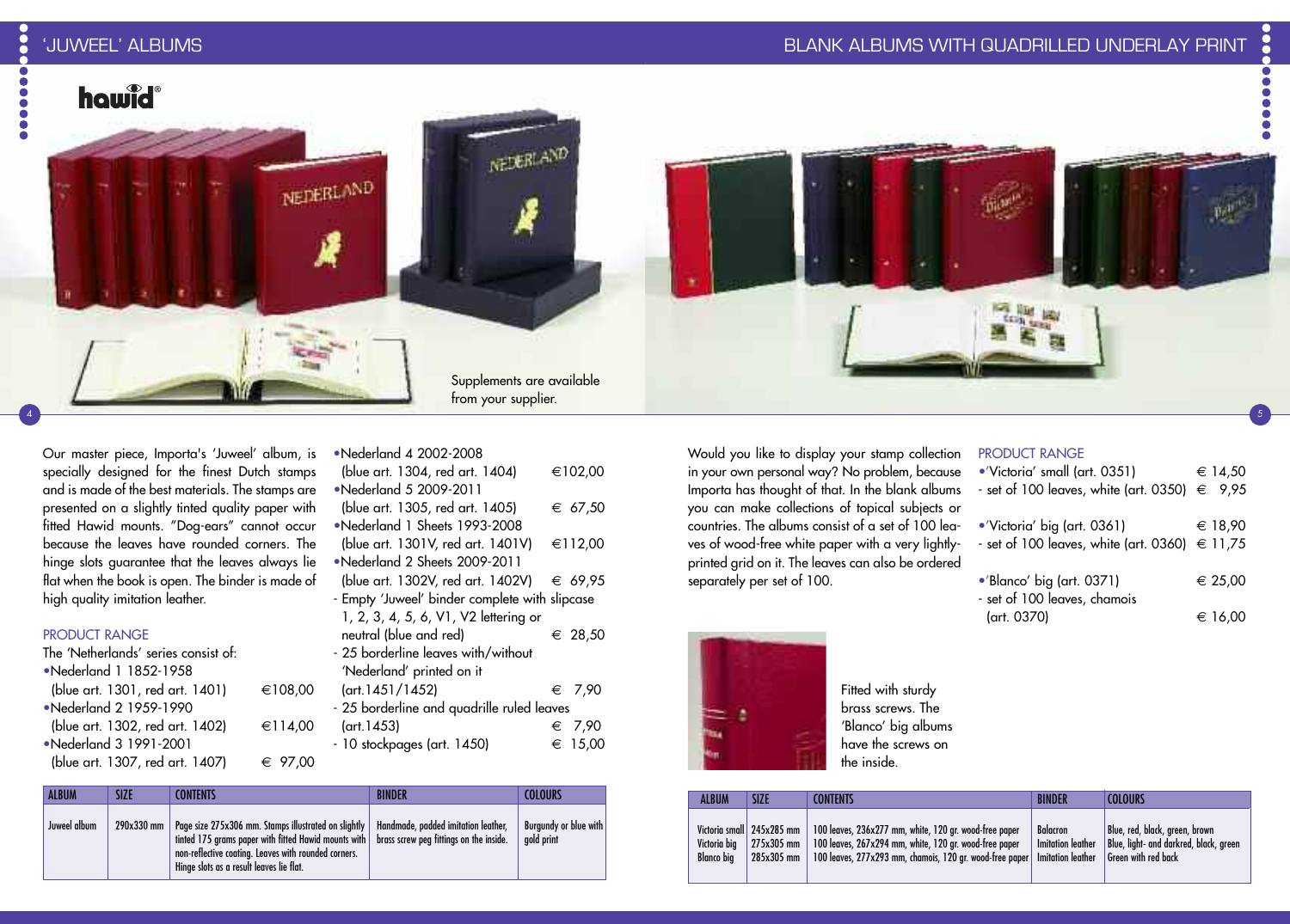# 'JUWEEL' ALBUMS

hawid®

Supplements are available from your supplier.

Our master piece, Importa's 'Juweel' album, is specially designed for the finest Dutch stamps and is made of the best materials. The stamps are presented on a slightly tinted quality paper with fitted Hawid mounts. "Dog-ears" cannot occur because the leaves have rounded corners. The hinge slots guarantee that the leaves always lie flat when the book is open. The binder is made of high quality imitation leather.

## PRODUCT RANGE

The 'Netherlands' series consist of:

- •Nederland 1 1852-1958 (blue art. 1301, red art. 1401) €108,00
- •Nederland 2 1959-1990 (blue art. 1302, red art. 1402) €114,00
- •Nederland 3 1991-2001 (blue art. 1307, red art. 1407) € 97,00
- •Nederland 4 2002-2008 (blue art. 1304, red art. 1404) €102,00
- •Nederland 5 2009-2011 (blue art. 1305, red art. 1405) € 67,50
- •Nederland 1 Sheets 1993-2008 (blue art. 1301V, red art. 1401V) €112,00
- •Nederland 2 Sheets 2009-2011 (blue art. 1302V, red art. 1402V) € 69,95
- Empty 'Juweel' binder complete with slipcase 1, 2, 3, 4, 5, 6, V1, V2 lettering or neutral (blue and red) € 28,50
- 25 borderline leaves with/without 'Nederland' printed on it (art.1451/1452) € 7,90
- 25 borderline and quadrille ruled leaves (art.1453) € 7,90
- 10 stockpages (art. 1450) € 15,00

| ALBUM | SIZE | CONTENTS | BINDER | COLOURS |
|---|---|---|---|---|
| Juweel album | 290x330 mm | Page size 275x306 mm. Stamps illustrated on slightly tinted 175 grams paper with fitted Hawid mounts with non-reflective coating. Leaves with rounded corners. Hinge slots as a result leaves lie flat. | Handmade, padded imitation leather, brass screw peg fittings on the inside. | Burgundy or blue with gold print |

# BLANK ALBUMS WITH QUADRILLED UNDERLAY PRINT

Would you like to display your stamp collection in your own personal way? No problem, because Importa has thought of that. In the blank albums you can make collections of topical subjects or countries. The albums consist of a set of 100 leaves of wood-free white paper with a very lightly-printed grid on it. The leaves can also be ordered separately per set of 100.

## PRODUCT RANGE

- •'Victoria' small (art. 0351) € 14,50
- set of 100 leaves, white (art. 0350) € 9,95
- •'Victoria' big (art. 0361) € 18,90
- set of 100 leaves, white (art. 0360) € 11,75
- •'Blanco' big (art. 0371) € 25,00
- set of 100 leaves, chamois (art. 0370) € 16,00

Fitted with sturdy brass screws. The 'Blanco' big albums have the screws on the inside.

| ALBUM | SIZE | CONTENTS | BINDER | COLOURS |
|---|---|---|---|---|
| Victoria small | 245x285 mm | 100 leaves, 236x277 mm, white, 120 gr. wood-free paper | Balacron | Blue, red, black, green, brown |
| Victoria big | 275x305 mm | 100 leaves, 267x294 mm, white, 120 gr. wood-free paper | Imitation leather | Blue, light- and darkred, black, green |
| Blanco big | 285x305 mm | 100 leaves, 277x293 mm, chamois, 120 gr. wood-free paper | Imitation leather | Green with red back |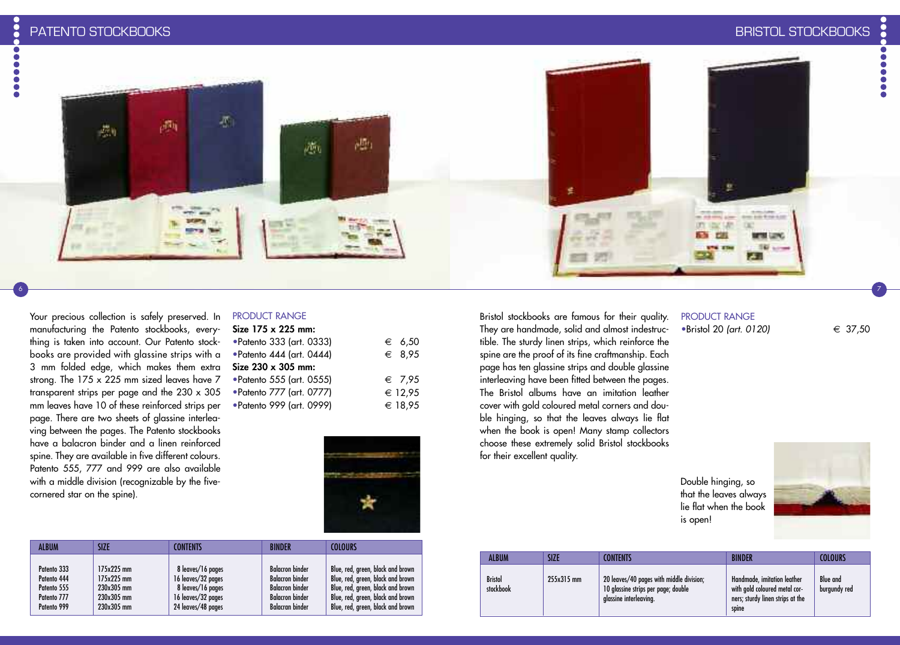# PATENTO STOCKBOOKS

Your precious collection is safely preserved. In manufacturing the Patento stockbooks, everything is taken into account. Our Patento stockbooks are provided with glassine strips with a 3 mm folded edge, which makes them extra strong. The 175 x 225 mm sized leaves have 7 transparent strips per page and the 230 x 305 mm leaves have 10 of these reinforced strips per page. There are two sheets of glassine interleaving between the pages. The Patento stockbooks have a balacron binder and a linen reinforced spine. They are available in five different colours. Patento 555, 777 and 999 are also available with a middle division (recognizable by the five-cornered star on the spine).

## PRODUCT RANGE

**Size 175 x 225 mm:**

- Patento 333 (art. 0333) € 6,50
- Patento 444 (art. 0444) € 8,95

**Size 230 x 305 mm:**

- Patento 555 (art. 0555) € 7,95
- Patento 777 (art. 0777) € 12,95
- Patento 999 (art. 0999) € 18,95

| ALBUM | SIZE | CONTENTS | BINDER | COLOURS |
|---|---|---|---|---|
| Patento 333 | 175x225 mm | 8 leaves/16 pages | Balacron binder | Blue, red, green, black and brown |
| Patento 444 | 175x225 mm | 16 leaves/32 pages | Balacron binder | Blue, red, green, black and brown |
| Patento 555 | 230x305 mm | 8 leaves/16 pages | Balacron binder | Blue, red, green, black and brown |
| Patento 777 | 230x305 mm | 16 leaves/32 pages | Balacron binder | Blue, red, green, black and brown |
| Patento 999 | 230x305 mm | 24 leaves/48 pages | Balacran binder | Blue, red, green, black and brown |

# BRISTOL STOCKBOOKS

Bristol stockbooks are famous for their quality. They are handmade, solid and almost indestructible. The sturdy linen strips, which reinforce the spine are the proof of its fine craftmanship. Each page has ten glassine strips and double glassine interleaving have been fitted between the pages. The Bristol albums have an imitation leather cover with gold coloured metal corners and double hinging, so that the leaves always lie flat when the book is open! Many stamp collectors choose these extremely solid Bristol stockbooks for their excellent quality.

## PRODUCT RANGE

- Bristol 20 *(art. 0120)* € 37,50

Double hinging, so that the leaves always lie flat when the book is open!

| ALBUM | SIZE | CONTENTS | BINDER | COLOURS |
|---|---|---|---|---|
| Bristol stockbook | 255x315 mm | 20 leaves/40 pages with middle division; 10 glassine strips per page; double glassine interleaving. | Handmade, imitation leather with gold coloured metal corners; sturdy linen strips at the spine | Blue and burgundy red |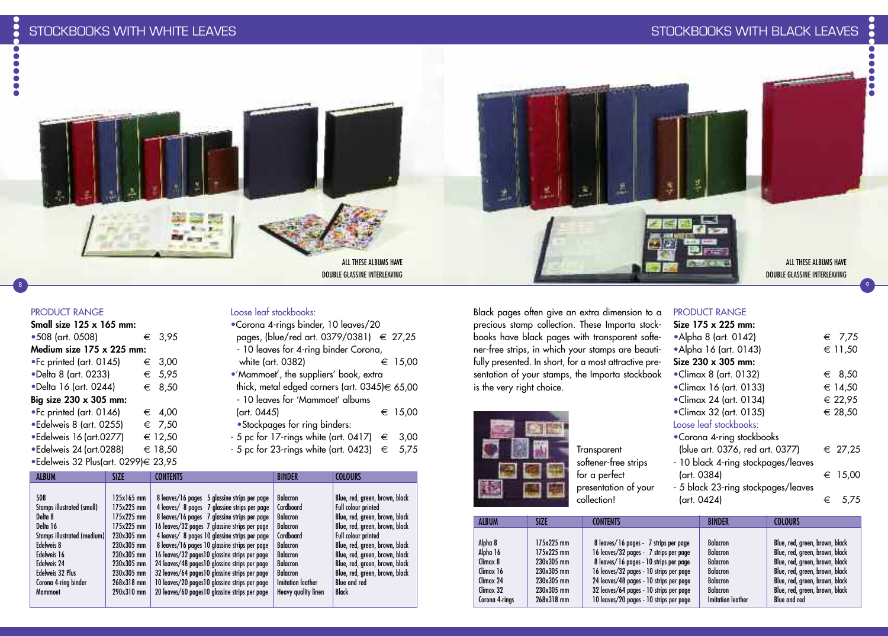## STOCKBOOKS WITH WHITE LEAVES

ALL THESE ALBUMS HAVE
DOUBLE GLASSINE INTERLEAVING

### PRODUCT RANGE

**Small size 125 x 165 mm:**

- •508 (art. 0508) € 3,95

**Medium size 175 x 225 mm:**

- •Fc printed (art. 0145) € 3,00
- •Delta 8 (art. 0233) € 5,95
- •Delta 16 (art. 0244) € 8,50

**Big size 230 x 305 mm:**

- •Fc printed (art. 0146) € 4,00
- •Edelweis 8 (art. 0255) € 7,50
- •Edelweis 16 (art.0277) € 12,50
- •Edelweis 24 (art.0288) € 18,50
- •Edelweis 32 Plus(art. 0299)€ 23,95

### Loose leaf stockbooks:

- •Corona 4-rings binder, 10 leaves/20 pages, (blue/red art. 0379/0381) € 27,25
  - 10 leaves for 4-ring binder Corona, white (art. 0382) € 15,00
- •'Mammoet', the suppliers' book, extra thick, metal edged corners (art. 0345)€ 65,00
  - 10 leaves for 'Mammoet' albums (art. 0445) € 15,00
- •Stockpages for ring binders:
  - 5 pc for 17-rings white (art. 0417) € 3,00
  - 5 pc for 23-rings white (art. 0423) € 5,75

| ALBUM | SIZE | CONTENTS | BINDER | COLOURS |
|---|---|---|---|---|
| 508 | 125x165 mm | 8 leaves/16 pages 5 glassine strips per page | Balacron | Blue, red, green, brown, black |
| Stamps illustrated (small) | 175x225 mm | 4 leaves/ 8 pages 7 glassine strips per page | Cardboard | Full colour printed |
| Delta 8 | 175x225 mm | 8 leaves/16 pages 7 glassine strips per page | Balacron | Blue, red, green, brown, black |
| Delta 16 | 175x225 mm | 16 leaves/32 pages 7 glassine strips per page | Balacron | Blue, red, green, brown, black |
| Stamps illustrated (medium) | 230x305 mm | 4 leaves/ 8 pages 10 glassine strips per page | Cardboard | Full colour printed |
| Edelweis 8 | 230x305 mm | 8 leaves/16 pages 10 glassine strips per page | Balacron | Blue, red, green, brown, black |
| Edelweis 16 | 230x305 mm | 16 leaves/32 pages10 glassine strips per page | Balacron | Blue, red, green, brown, black |
| Edelweis 24 | 230x305 mm | 24 leaves/48 pages10 glassine strips per page | Balacron | Blue, red, green, brown, black |
| Edelweis 32 Plus | 230x305 mm | 32 leaves/64 pages10 glassine strips per page | Balacron | Blue, red, green, brown, black |
| Corona 4-ring binder | 268x318 mm | 10 leaves/20 pages10 glassine strips per page | Imitation leather | Blue and red |
| Mammoet | 290x310 mm | 20 leaves/60 pages10 glassine strips per page | Heavy quality linen | Black |

## STOCKBOOKS WITH BLACK LEAVES

ALL THESE ALBUMS HAVE
DOUBLE GLASSINE INTERLEAVING

Black pages often give an extra dimension to a precious stamp collection. These Importa stockbooks have black pages with transparent softener-free strips, in which your stamps are beautifully presented. In short, for a most attractive presentation of your stamps, the Importa stockbook is the very right choice.

Transparent softener-free strips for a perfect presentation of your collection!

### PRODUCT RANGE

**Size 175 x 225 mm:**

- •Alpha 8 (art. 0142) € 7,75
- •Alpha 16 (art. 0143) € 11,50

**Size 230 x 305 mm:**

- •Climax 8 (art. 0132) € 8,50
- •Climax 16 (art. 0133) € 14,50
- •Climax 24 (art. 0134) € 22,95
- •Climax 32 (art. 0135) € 28,50

### Loose leaf stockbooks:

- •Corona 4-ring stockbooks (blue art. 0376, red art. 0377) € 27,25
  - 10 black 4-ring stockpages/leaves (art. 0384) € 15,00
  - 5 black 23-ring stockpages/leaves (art. 0424) € 5,75

| ALBUM | SIZE | CONTENTS | BINDER | COLOURS |
|---|---|---|---|---|
| Alpha 8 | 175x225 mm | 8 leaves/16 pages - 7 strips per page | Balacron | Blue, red, green, brown, black |
| Alpha 16 | 175x225 mm | 16 leaves/32 pages - 7 strips per page | Balacron | Blue, red, green, brown, black |
| Climax 8 | 230x305 mm | 8 leaves/16 pages - 10 strips per page | Balacron | Blue, red, green, brown, black |
| Climax 16 | 230x305 mm | 16 leaves/32 pages - 10 strips per page | Balacron | Blue, red, green, brown, black |
| Climax 24 | 230x305 mm | 24 leaves/48 pages - 10 strips per page | Balacron | Blue, red, green, brown, black |
| Climax 32 | 230x305 mm | 32 leaves/64 pages - 10 strips per page | Balacron | Blue, red, green, brown, black |
| Corona 4-rings | 268x318 mm | 10 leaves/20 pages - 10 strips per page | Imitation leather | Blue and red |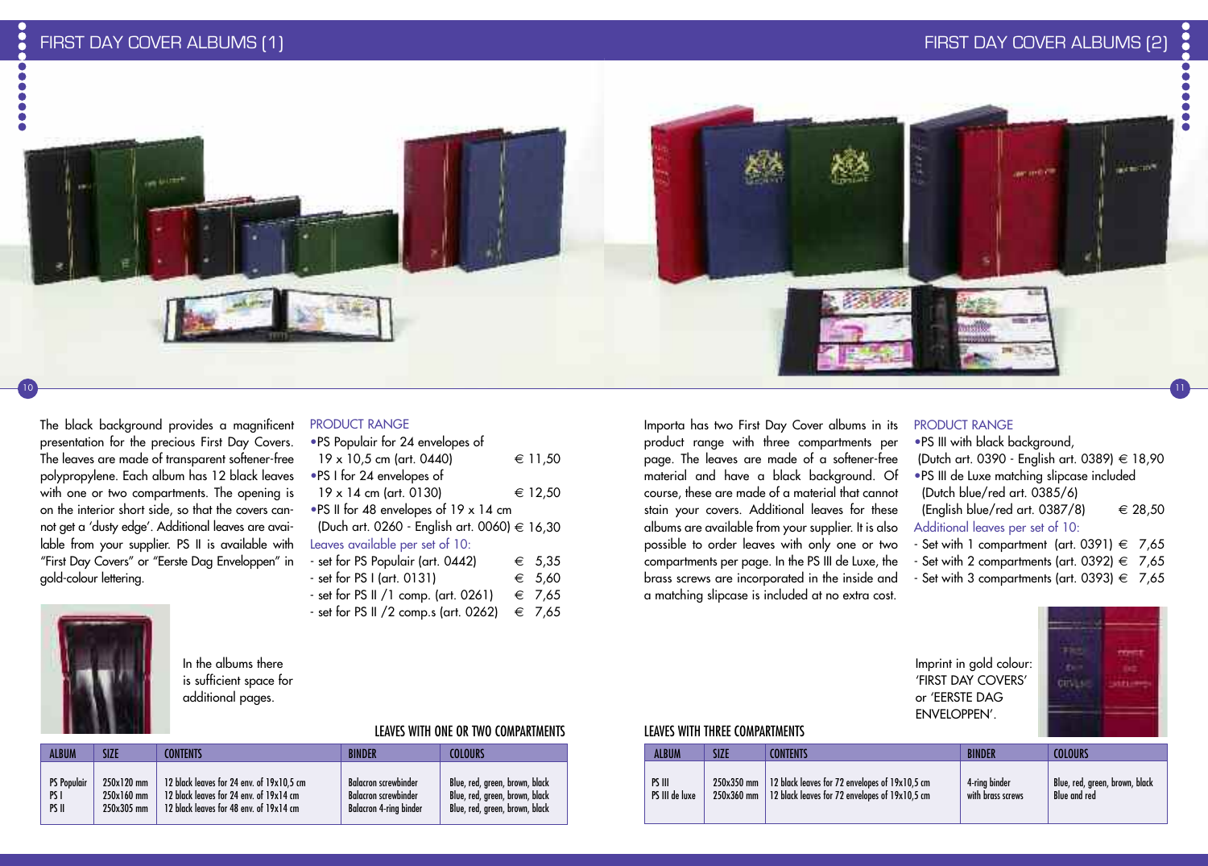# FIRST DAY COVER ALBUMS (1)

The black background provides a magnificent presentation for the precious First Day Covers. The leaves are made of transparent softener-free polypropylene. Each album has 12 black leaves with one or two compartments. The opening is on the interior short side, so that the covers cannot get a 'dusty edge'. Additional leaves are available from your supplier. PS II is available with "First Day Covers" or "Eerste Dag Enveloppen" in gold-colour lettering.

In the albums there is sufficient space for additional pages.

## PRODUCT RANGE

- PS Populair for 24 envelopes of 19 x 10,5 cm (art. 0440) € 11,50
- PS I for 24 envelopes of 19 x 14 cm (art. 0130) € 12,50
- PS II for 48 envelopes of 19 x 14 cm (Duch art. 0260 - English art. 0060) € 16,30

Leaves available per set of 10:

- set for PS Populair (art. 0442) € 5,35
- set for PS I (art. 0131) € 5,60
- set for PS II /1 comp. (art. 0261) € 7,65
- set for PS II /2 comp.s (art. 0262) € 7,65

### LEAVES WITH ONE OR TWO COMPARTMENTS

| ALBUM | SIZE | CONTENTS | BINDER | COLOURS |
|---|---|---|---|---|
| PS Populair | 250x120 mm | 12 black leaves for 24 env. of 19x10,5 cm | Balacron screwbinder | Blue, red, green, brown, black |
| PS I | 250x160 mm | 12 black leaves for 24 env. of 19x14 cm | Balacron screwbinder | Blue, red, green, brown, black |
| PS II | 250x305 mm | 12 black leaves for 48 env. of 19x14 cm | Balacron 4-ring binder | Blue, red, green, brown, black |

# FIRST DAY COVER ALBUMS (2)

Importa has two First Day Cover albums in its product range with three compartments per page. The leaves are made of a softener-free material and have a black background. Of course, these are made of a material that cannot stain your covers. Additional leaves for these albums are available from your supplier. It is also possible to order leaves with only one or two compartments per page. In the PS III de Luxe, the brass screws are incorporated in the inside and a matching slipcase is included at no extra cost.

## PRODUCT RANGE

- PS III with black background, (Dutch art. 0390 - English art. 0389) € 18,90
- PS III de Luxe matching slipcase included (Dutch blue/red art. 0385/6) (English blue/red art. 0387/8) € 28,50

Additional leaves per set of 10:

- Set with 1 compartment (art. 0391) € 7,65
- Set with 2 compartments (art. 0392) € 7,65
- Set with 3 compartments (art. 0393) € 7,65

Imprint in gold colour: 'FIRST DAY COVERS' or 'EERSTE DAG ENVELOPPEN'.

### LEAVES WITH THREE COMPARTMENTS

| ALBUM | SIZE | CONTENTS | BINDER | COLOURS |
|---|---|---|---|---|
| PS III | 250x350 mm | 12 black leaves for 72 envelopes of 19x10,5 cm | 4-ring binder with brass screws | Blue, red, green, brown, black |
| PS III de luxe | 250x360 mm | 12 black leaves for 72 envelopes of 19x10,5 cm | | Blue and red |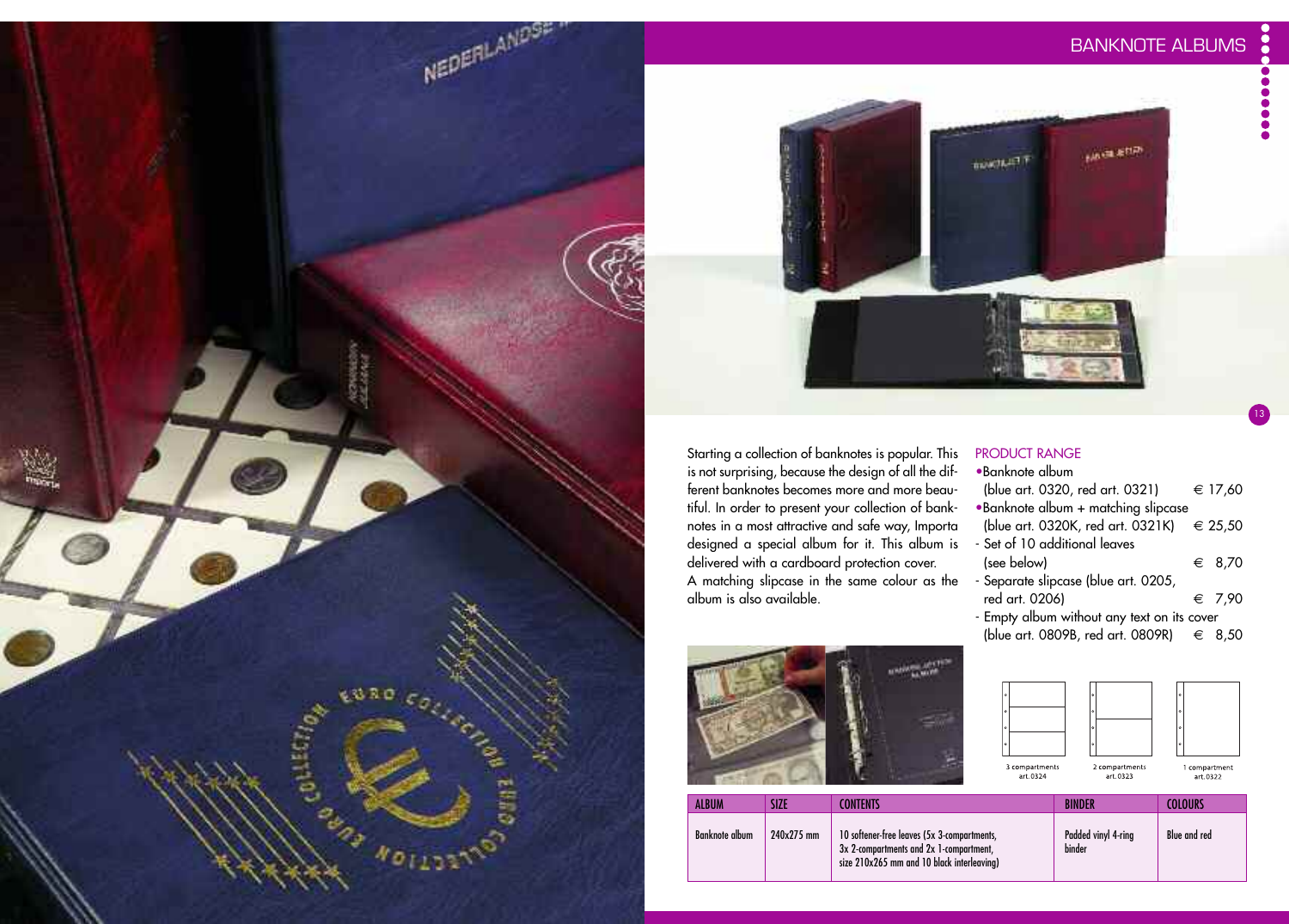# BANKNOTE ALBUMS

Starting a collection of banknotes is popular. This is not surprising, because the design of all the different banknotes becomes more and more beautiful. In order to present your collection of banknotes in a most attractive and safe way, Importa designed a special album for it. This album is delivered with a cardboard protection cover.
A matching slipcase in the same colour as the album is also available.

## PRODUCT RANGE

- •Banknote album (blue art. 0320, red art. 0321) € 17,60
- •Banknote album + matching slipcase (blue art. 0320K, red art. 0321K) € 25,50
- - Set of 10 additional leaves (see below) € 8,70
- - Separate slipcase (blue art. 0205, red art. 0206) € 7,90
- - Empty album without any text on its cover (blue art. 0809B, red art. 0809R) € 8,50

3 compartments art. 0324

2 compartments art. 0323

1 compartment art. 0322

| ALBUM | SIZE | CONTENTS | BINDER | COLOURS |
|---|---|---|---|---|
| Banknote album | 240x275 mm | 10 softener-free leaves (5x 3-compartments, 3x 2-compartments and 2x 1-compartment, size 210x265 mm and 10 black interleaving) | Padded vinyl 4-ring binder | Blue and red |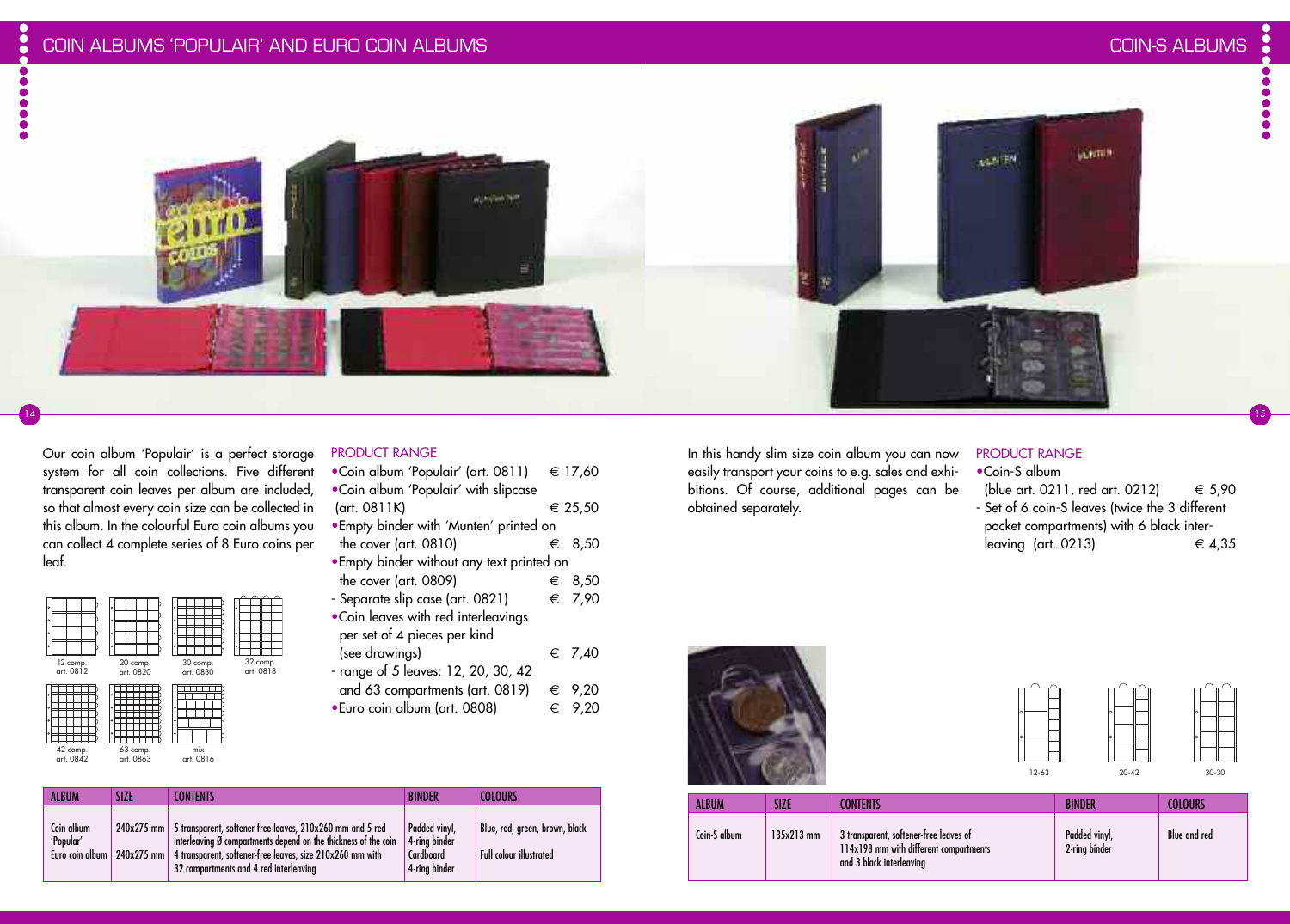# COIN ALBUMS 'POPULAIR' AND EURO COIN ALBUMS

Our coin album 'Populair' is a perfect storage system for all coin collections. Five different transparent coin leaves per album are included, so that almost every coin size can be collected in this album. In the colourful Euro coin albums you can collect 4 complete series of 8 Euro coins per leaf.

12 comp. art. 0812 | 20 comp. art. 0820 | 30 comp. art. 0830 | 32 comp. art. 0818

42 comp. art. 0842 | 63 comp. art. 0863 | mix art. 0816

## PRODUCT RANGE

- Coin album 'Populair' (art. 0811) € 17,60
- Coin album 'Populair' with slipcase (art. 0811K) € 25,50
- Empty binder with 'Munten' printed on the cover (art. 0810) € 8,50
- Empty binder without any text printed on the cover (art. 0809) € 8,50
- Separate slip case (art. 0821) € 7,90
- Coin leaves with red interleavings per set of 4 pieces per kind (see drawings) € 7,40
- range of 5 leaves: 12, 20, 30, 42 and 63 compartments (art. 0819) € 9,20
- Euro coin album (art. 0808) € 9,20

| ALBUM | SIZE | CONTENTS | BINDER | COLOURS |
|---|---|---|---|---|
| Coin album 'Populair' | 240x275 mm | 5 transparent, softener-free leaves, 210x260 mm and 5 red interleaving Ø compartments depend on the thickness of the coin | Padded vinyl, 4-ring binder | Blue, red, green, brown, black |
| Euro coin album | 240x275 mm | 4 transparent, softener-free leaves, size 210x260 mm with 32 compartments and 4 red interleaving | Cardboard 4-ring binder | Full colour illustrated |

# COIN-S ALBUMS

In this handy slim size coin album you can now easily transport your coins to e.g. sales and exhibitions. Of course, additional pages can be obtained separately.

## PRODUCT RANGE

- Coin-S album (blue art. 0211, red art. 0212) € 5,90
- Set of 6 coin-S leaves (twice the 3 different pocket compartments) with 6 black interleaving (art. 0213) € 4,35

12-63 | 20-42 | 30-30

| ALBUM | SIZE | CONTENTS | BINDER | COLOURS |
|---|---|---|---|---|
| Coin-S album | 135x213 mm | 3 transparent, softener-free leaves of 114x198 mm with different compartments and 3 black interleaving | Padded vinyl, 2-ring binder | Blue and red |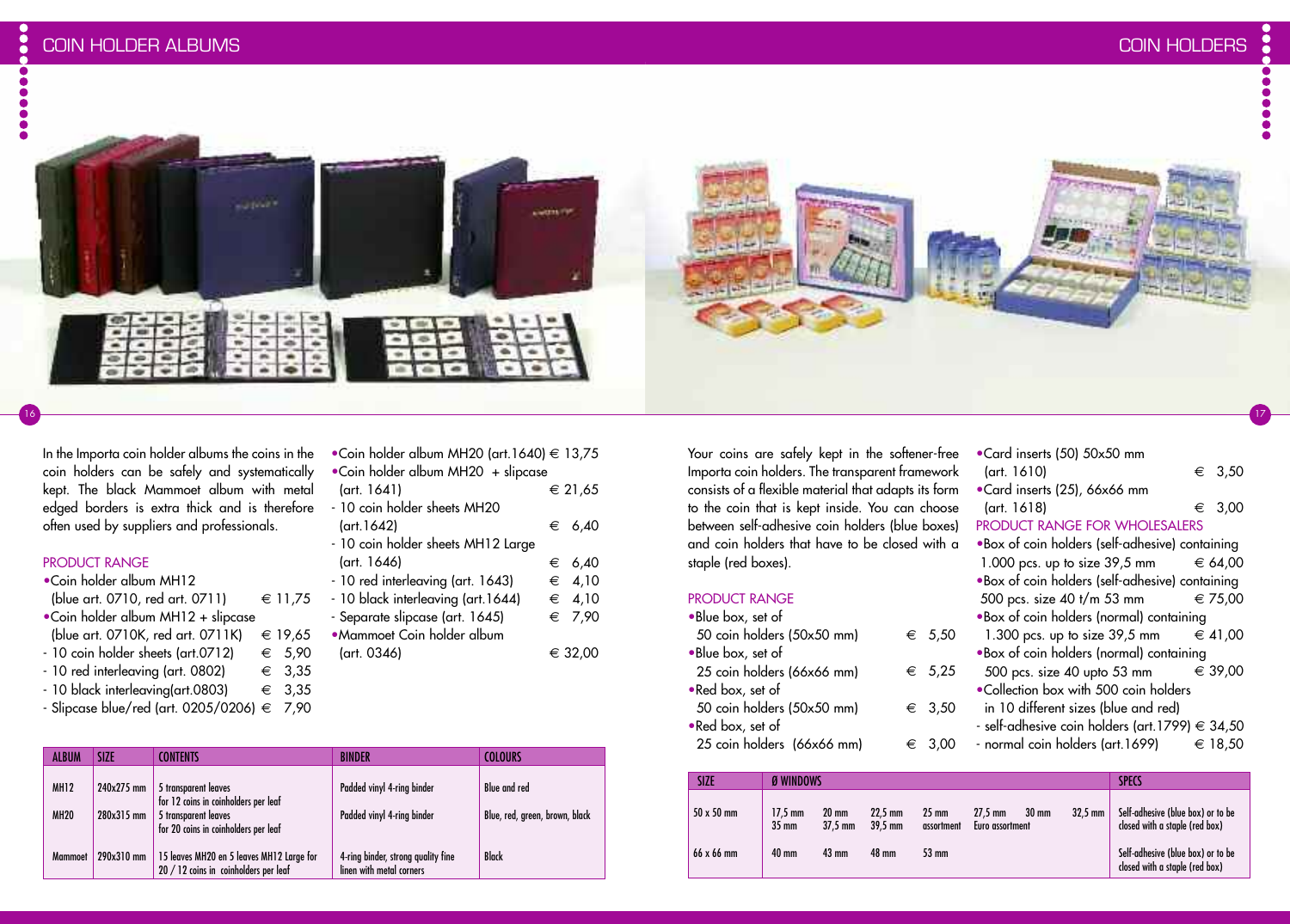# COIN HOLDER ALBUMS

In the Importa coin holder albums the coins in the coin holders can be safely and systematically kept. The black Mammoet album with metal edged borders is extra thick and is therefore often used by suppliers and professionals.

## PRODUCT RANGE

- Coin holder album MH12 (blue art. 0710, red art. 0711) € 11,75
- Coin holder album MH12 + slipcase (blue art. 0710K, red art. 0711K) € 19,65
- 10 coin holder sheets (art.0712) € 5,90
- 10 red interleaving (art. 0802) € 3,35
- 10 black interleaving(art.0803) € 3,35
- Slipcase blue/red (art. 0205/0206) € 7,90
- Coin holder album MH20 (art.1640) € 13,75
- Coin holder album MH20 + slipcase (art. 1641) € 21,65
- 10 coin holder sheets MH20 (art.1642) € 6,40
- 10 coin holder sheets MH12 Large (art. 1646) € 6,40
- 10 red interleaving (art. 1643) € 4,10
- 10 black interleaving (art.1644) € 4,10
- Separate slipcase (art. 1645) € 7,90
- Mammoet Coin holder album (art. 0346) € 32,00

| ALBUM | SIZE | CONTENTS | BINDER | COLOURS |
|---|---|---|---|---|
| MH12 | 240x275 mm | 5 transparent leaves for 12 coins in coinholders per leaf | Padded vinyl 4-ring binder | Blue and red |
| MH20 | 280x315 mm | 5 transparent leaves for 20 coins in coinholders per leaf | Padded vinyl 4-ring binder | Blue, red, green, brown, black |
| Mammoet | 290x310 mm | 15 leaves MH20 en 5 leaves MH12 Large for 20 / 12 coins in coinholders per leaf | 4-ring binder, strong quality fine linen with metal corners | Black |

# COIN HOLDERS

Your coins are safely kept in the softener-free Importa coin holders. The transparent framework consists of a flexible material that adapts its form to the coin that is kept inside. You can choose between self-adhesive coin holders (blue boxes) and coin holders that have to be closed with a staple (red boxes).

## PRODUCT RANGE

- Blue box, set of 50 coin holders (50x50 mm) € 5,50
- Blue box, set of 25 coin holders (66x66 mm) € 5,25
- Red box, set of 50 coin holders (50x50 mm) € 3,50
- Red box, set of 25 coin holders (66x66 mm) € 3,00
- Card inserts (50) 50x50 mm (art. 1610) € 3,50
- Card inserts (25), 66x66 mm (art. 1618) € 3,00

## PRODUCT RANGE FOR WHOLESALERS

- Box of coin holders (self-adhesive) containing 1.000 pcs. up to size 39,5 mm € 64,00
- Box of coin holders (self-adhesive) containing 500 pcs. size 40 t/m 53 mm € 75,00
- Box of coin holders (normal) containing 1.300 pcs. up to size 39,5 mm € 41,00
- Box of coin holders (normal) containing 500 pcs. size 40 upto 53 mm € 39,00
- Collection box with 500 coin holders in 10 different sizes (blue and red)
- self-adhesive coin holders (art.1799) € 34,50
- normal coin holders (art.1699) € 18,50

| SIZE | Ø WINDOWS | | | | | | | SPECS |
|---|---|---|---|---|---|---|---|---|
| 50 x 50 mm | 17,5 mm / 35 mm | 20 mm / 37,5 mm | 22,5 mm / 39,5 mm | 25 mm / assortment | 27,5 mm / Euro assortment | 30 mm | 32,5 mm | Self-adhesive (blue box) or to be closed with a staple (red box) |
| 66 x 66 mm | 40 mm | 43 mm | 48 mm | 53 mm | | | | Self-adhesive (blue box) or to be closed with a staple (red box) |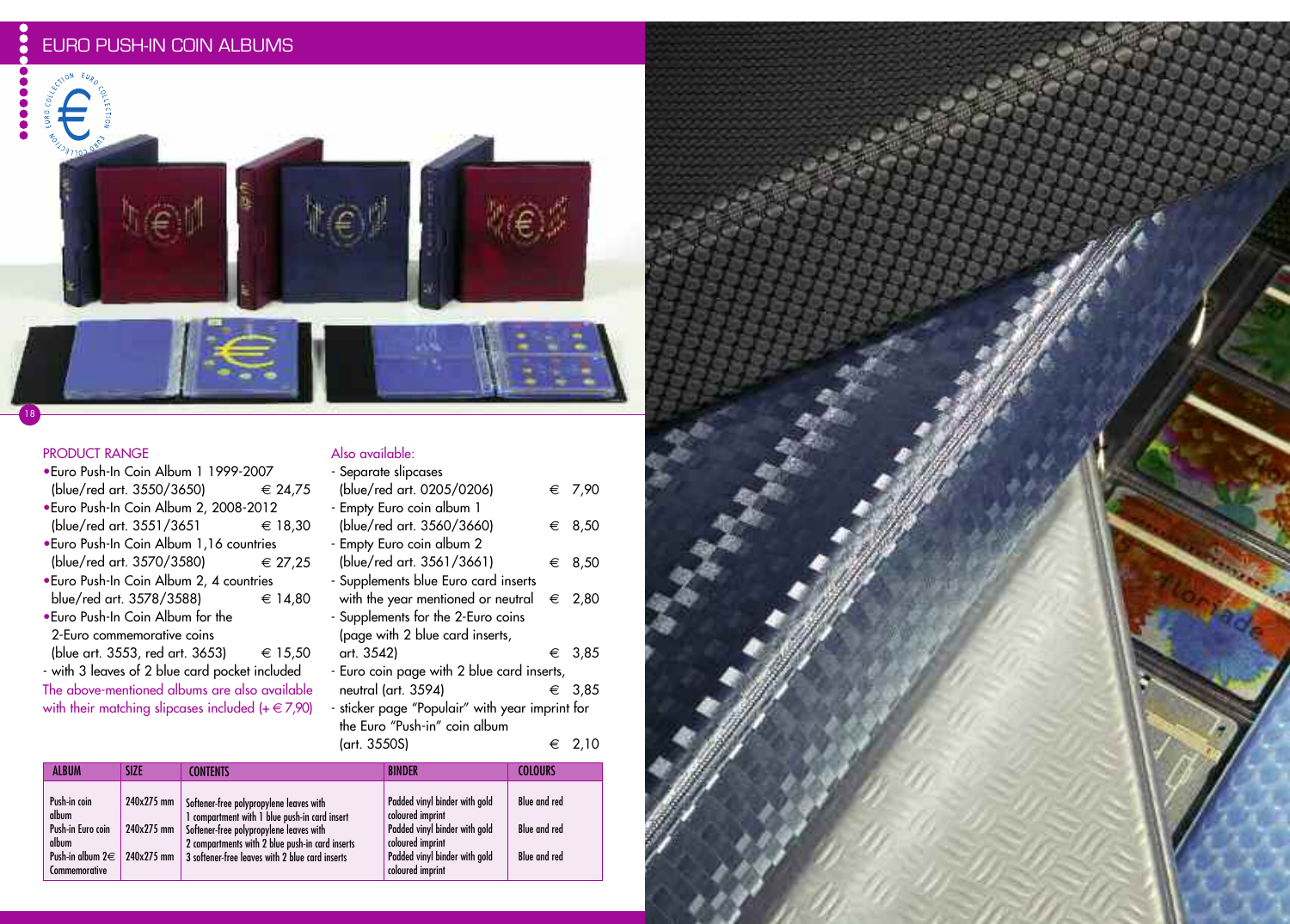# EURO PUSH-IN COIN ALBUMS

## PRODUCT RANGE

- Euro Push-In Coin Album 1 1999-2007 (blue/red art. 3550/3650) € 24,75
- Euro Push-In Coin Album 2, 2008-2012 (blue/red art. 3551/3651 € 18,30
- Euro Push-In Coin Album 1,16 countries (blue/red art. 3570/3580) € 27,25
- Euro Push-In Coin Album 2, 4 countries blue/red art. 3578/3588) € 14,80
- Euro Push-In Coin Album for the 2-Euro commemorative coins (blue art. 3553, red art. 3653) € 15,50

- with 3 leaves of 2 blue card pocket included

The above-mentioned albums are also available with their matching slipcases included (+ € 7,90)

## Also available:

- Separate slipcases (blue/red art. 0205/0206) € 7,90
- Empty Euro coin album 1 (blue/red art. 3560/3660) € 8,50
- Empty Euro coin album 2 (blue/red art. 3561/3661) € 8,50
- Supplements blue Euro card inserts with the year mentioned or neutral € 2,80
- Supplements for the 2-Euro coins (page with 2 blue card inserts, art. 3542) € 3,85
- Euro coin page with 2 blue card inserts, neutral (art. 3594) € 3,85
- sticker page "Populair" with year imprint for the Euro "Push-in" coin album (art. 3550S) € 2,10

| ALBUM | SIZE | CONTENTS | BINDER | COLOURS |
|---|---|---|---|---|
| Push-in coin album | 240x275 mm | Softener-free polypropylene leaves with 1 compartment with 1 blue push-in card insert | Padded vinyl binder with gold coloured imprint | Blue and red |
| Push-in Euro coin album | 240x275 mm | Softener-free polypropylene leaves with 2 compartments with 2 blue push-in card inserts | Padded vinyl binder with gold coloured imprint | Blue and red |
| Push-in album 2€ Commemorative | 240x275 mm | 3 softener-free leaves with 2 blue card inserts | Padded vinyl binder with gold coloured imprint | Blue and red |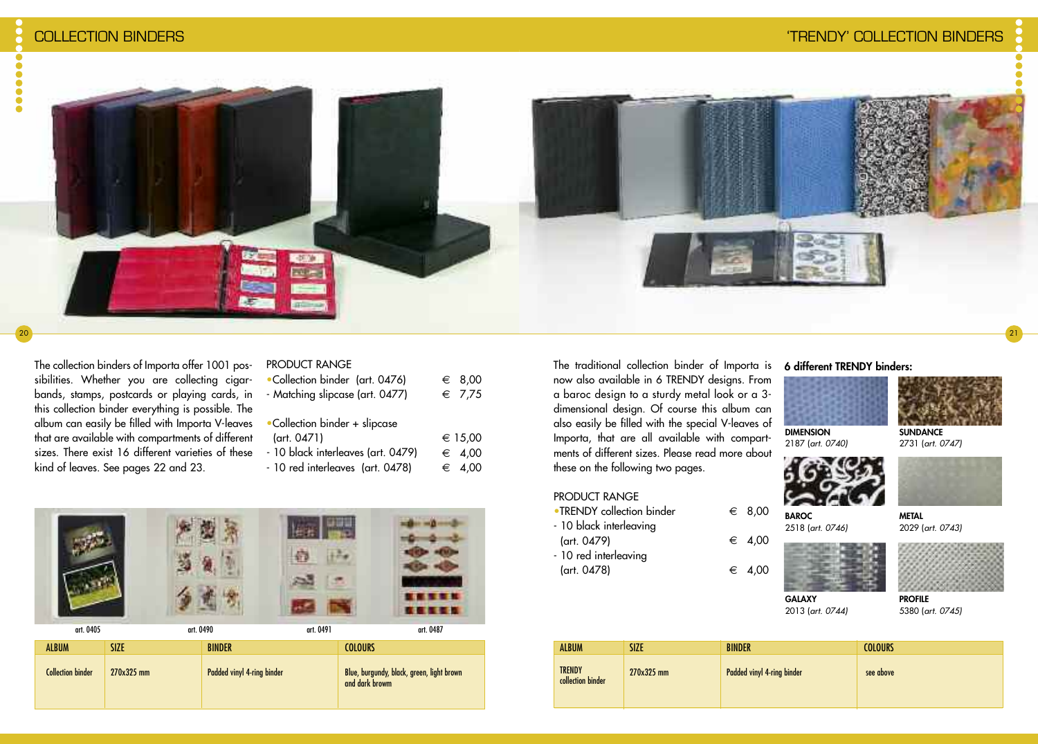# COLLECTION BINDERS

The collection binders of Importa offer 1001 possibilities. Whether you are collecting cigarbands, stamps, postcards or playing cards, in this collection binder everything is possible. The album can easily be filled with Importa V-leaves that are available with compartments of different sizes. There exist 16 different varieties of these kind of leaves. See pages 22 and 23.

PRODUCT RANGE

| | |
|---|---|
| •Collection binder (art. 0476) | € 8,00 |
| - Matching slipcase (art. 0477) | € 7,75 |
| •Collection binder + slipcase (art. 0471) | € 15,00 |
| - 10 black interleaves (art. 0479) | € 4,00 |
| - 10 red interleaves (art. 0478) | € 4,00 |

art. 0405 art. 0490 art. 0491 art. 0487

| ALBUM | SIZE | BINDER | COLOURS |
|---|---|---|---|
| Collection binder | 270x325 mm | Padded vinyl 4-ring binder | Blue, burgundy, black, green, light brown and dark browm |

# 'TRENDY' COLLECTION BINDERS

The traditional collection binder of Importa is now also available in 6 TRENDY designs. From a baroc design to a sturdy metal look or a 3-dimensional design. Of course this album can also easily be filled with the special V-leaves of Importa, that are all available with compartments of different sizes. Please read more about these on the following two pages.

PRODUCT RANGE

| | |
|---|---|
| •TRENDY collection binder | € 8,00 |
| - 10 black interleaving (art. 0479) | € 4,00 |
| - 10 red interleaving (art. 0478) | € 4,00 |

**6 different TRENDY binders:**

**DIMENSION**
2187 (*art. 0740*)

**SUNDANCE**
2731 (*art. 0747*)

**BAROC**
2518 (*art. 0746*)

**METAL**
2029 (*art. 0743*)

**GALAXY**
2013 (*art. 0744*)

**PROFILE**
5380 (*art. 0745*)

| ALBUM | SIZE | BINDER | COLOURS |
|---|---|---|---|
| TRENDY collection binder | 270x325 mm | Padded vinyl 4-ring binder | see above |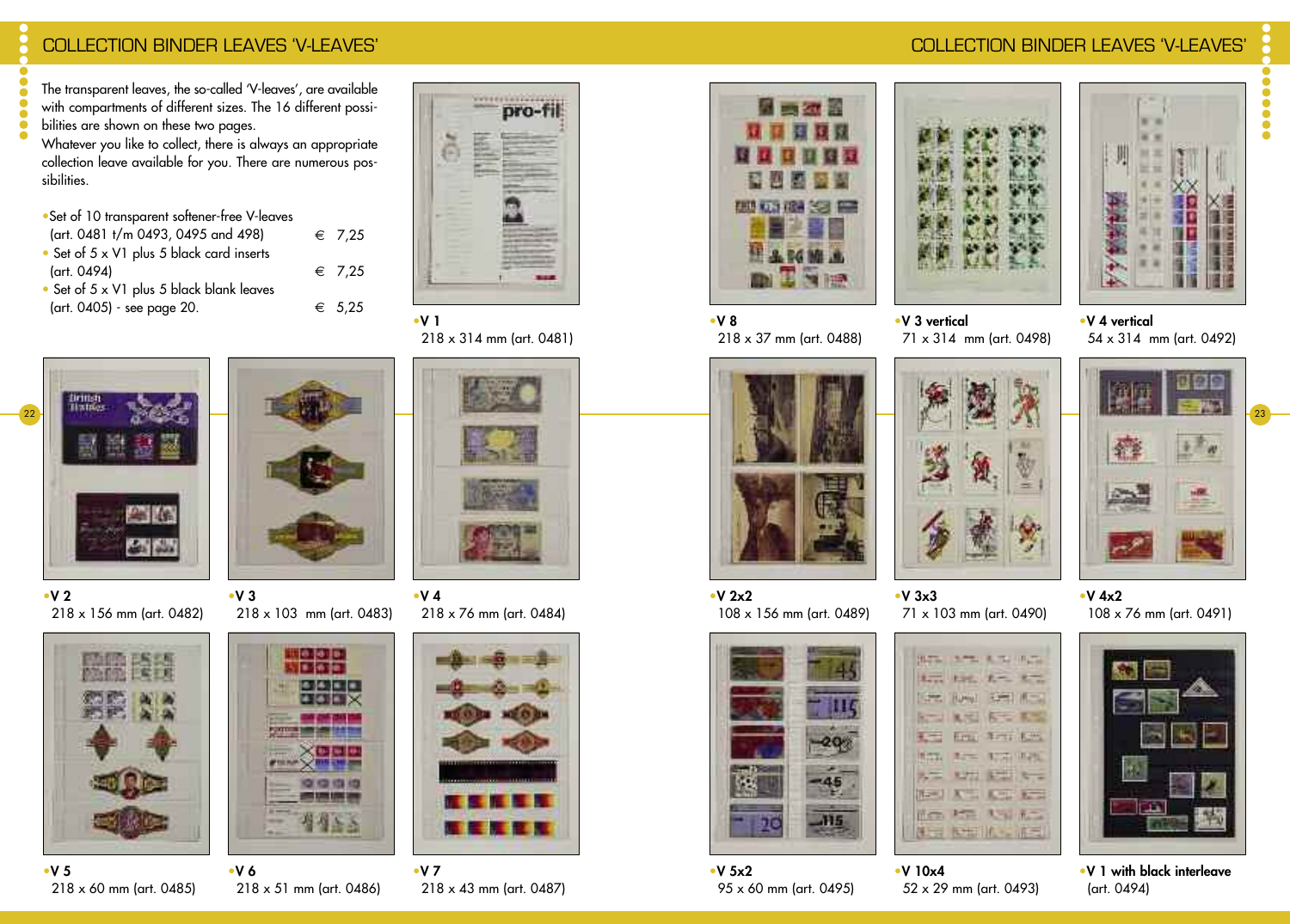# COLLECTION BINDER LEAVES 'V-LEAVES'

The transparent leaves, the so-called 'V-leaves', are available with compartments of different sizes. The 16 different possibilities are shown on these two pages.
Whatever you like to collect, there is always an appropriate collection leave available for you. There are numerous possibilities.

- Set of 10 transparent softener-free V-leaves (art. 0481 t/m 0493, 0495 and 498) € 7,25
- Set of 5 x V1 plus 5 black card inserts (art. 0494) € 7,25
- Set of 5 x V1 plus 5 black blank leaves (art. 0405) - see page 20. € 5,25

- **V 1**
  218 x 314 mm (art. 0481)
- **V 2**
  218 x 156 mm (art. 0482)
- **V 3**
  218 x 103 mm (art. 0483)
- **V 4**
  218 x 76 mm (art. 0484)
- **V 5**
  218 x 60 mm (art. 0485)
- **V 6**
  218 x 51 mm (art. 0486)
- **V 7**
  218 x 43 mm (art. 0487)

# COLLECTION BINDER LEAVES 'V-LEAVES'

- **V 8**
  218 x 37 mm (art. 0488)
- **V 3 vertical**
  71 x 314 mm (art. 0498)
- **V 4 vertical**
  54 x 314 mm (art. 0492)
- **V 2x2**
  108 x 156 mm (art. 0489)
- **V 3x3**
  71 x 103 mm (art. 0490)
- **V 4x2**
  108 x 76 mm (art. 0491)
- **V 5x2**
  95 x 60 mm (art. 0495)
- **V 10x4**
  52 x 29 mm (art. 0493)
- **V 1 with black interleave**
  (art. 0494)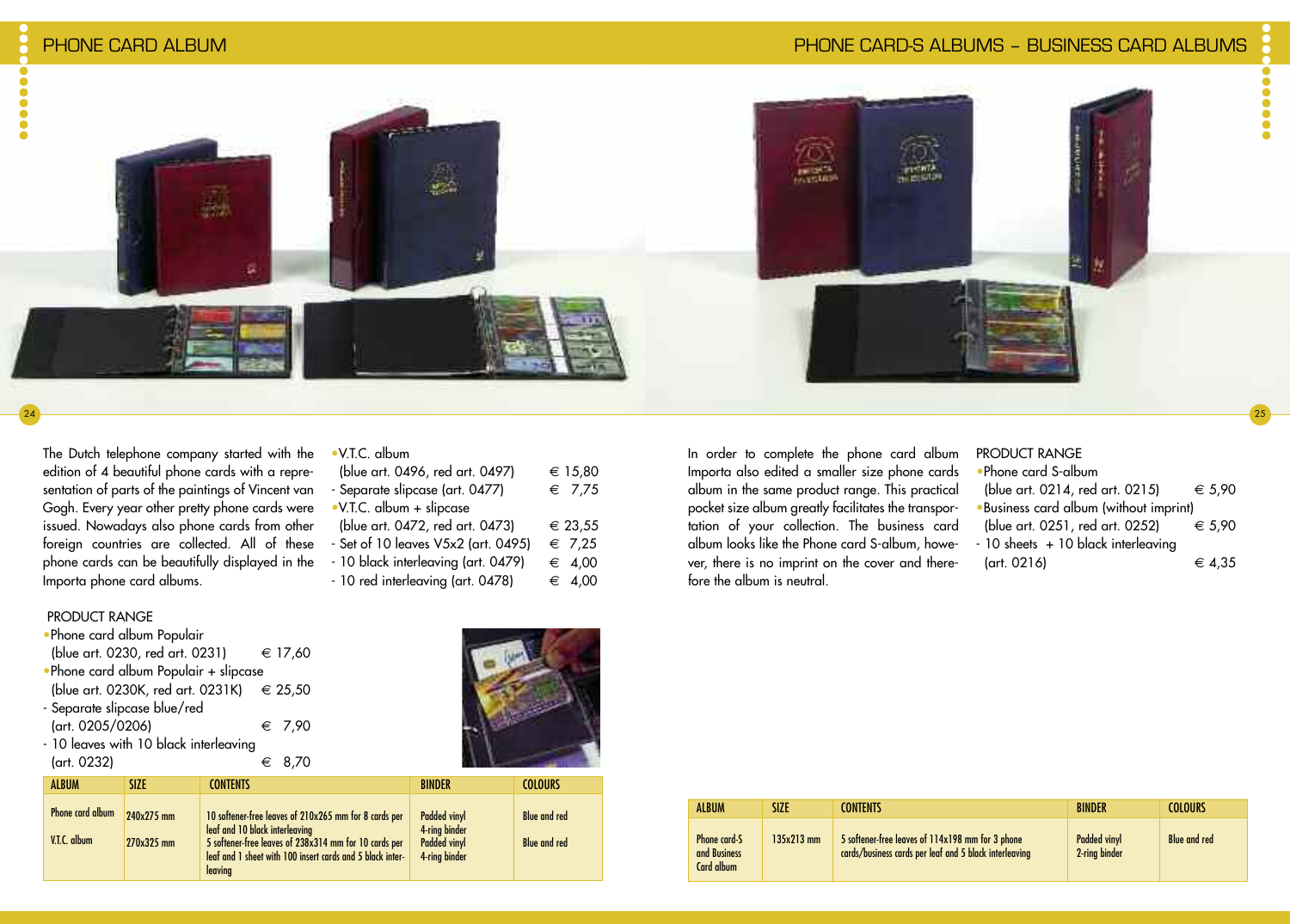# PHONE CARD ALBUM

The Dutch telephone company started with the edition of 4 beautiful phone cards with a representation of parts of the paintings of Vincent van Gogh. Every year other pretty phone cards were issued. Nowadays also phone cards from other foreign countries are collected. All of these phone cards can be beautifully displayed in the Importa phone card albums.

PRODUCT RANGE

- Phone card album Populair (blue art. 0230, red art. 0231) € 17,60
- Phone card album Populair + slipcase (blue art. 0230K, red art. 0231K) € 25,50
- Separate slipcase blue/red (art. 0205/0206) € 7,90
- 10 leaves with 10 black interleaving (art. 0232) € 8,70

- V.T.C. album (blue art. 0496, red art. 0497) € 15,80
- Separate slipcase (art. 0477) € 7,75
- V.T.C. album + slipcase (blue art. 0472, red art. 0473) € 23,55
- Set of 10 leaves V5x2 (art. 0495) € 7,25
- 10 black interleaving (art. 0479) € 4,00
- 10 red interleaving (art. 0478) € 4,00

| ALBUM | SIZE | CONTENTS | BINDER | COLOURS |
|---|---|---|---|---|
| Phone card album | 240x275 mm | 10 softener-free leaves of 210x265 mm for 8 cards per leaf and 10 black interleaving | Padded vinyl 4-ring binder | Blue and red |
| V.T.C. album | 270x325 mm | 5 softener-free leaves of 238x314 mm for 10 cards per leaf and 1 sheet with 100 insert cards and 5 black interleaving | Padded vinyl 4-ring binder | Blue and red |

# PHONE CARD-S ALBUMS – BUSINESS CARD ALBUMS

In order to complete the phone card album Importa also edited a smaller size phone cards album in the same product range. This practical pocket size album greatly facilitates the transportation of your collection. The business card album looks like the Phone card S-album, however, there is no imprint on the cover and therefore the album is neutral.

PRODUCT RANGE

- Phone card S-album (blue art. 0214, red art. 0215) € 5,90
- Business card album (without imprint) (blue art. 0251, red art. 0252) € 5,90
- 10 sheets + 10 black interleaving (art. 0216) € 4,35

| ALBUM | SIZE | CONTENTS | BINDER | COLOURS |
|---|---|---|---|---|
| Phone card-S and Business Card album | 135x213 mm | 5 softener-free leaves of 114x198 mm for 3 phone cards/business cards per leaf and 5 black interleaving | Padded vinyl 2-ring binder | Blue and red |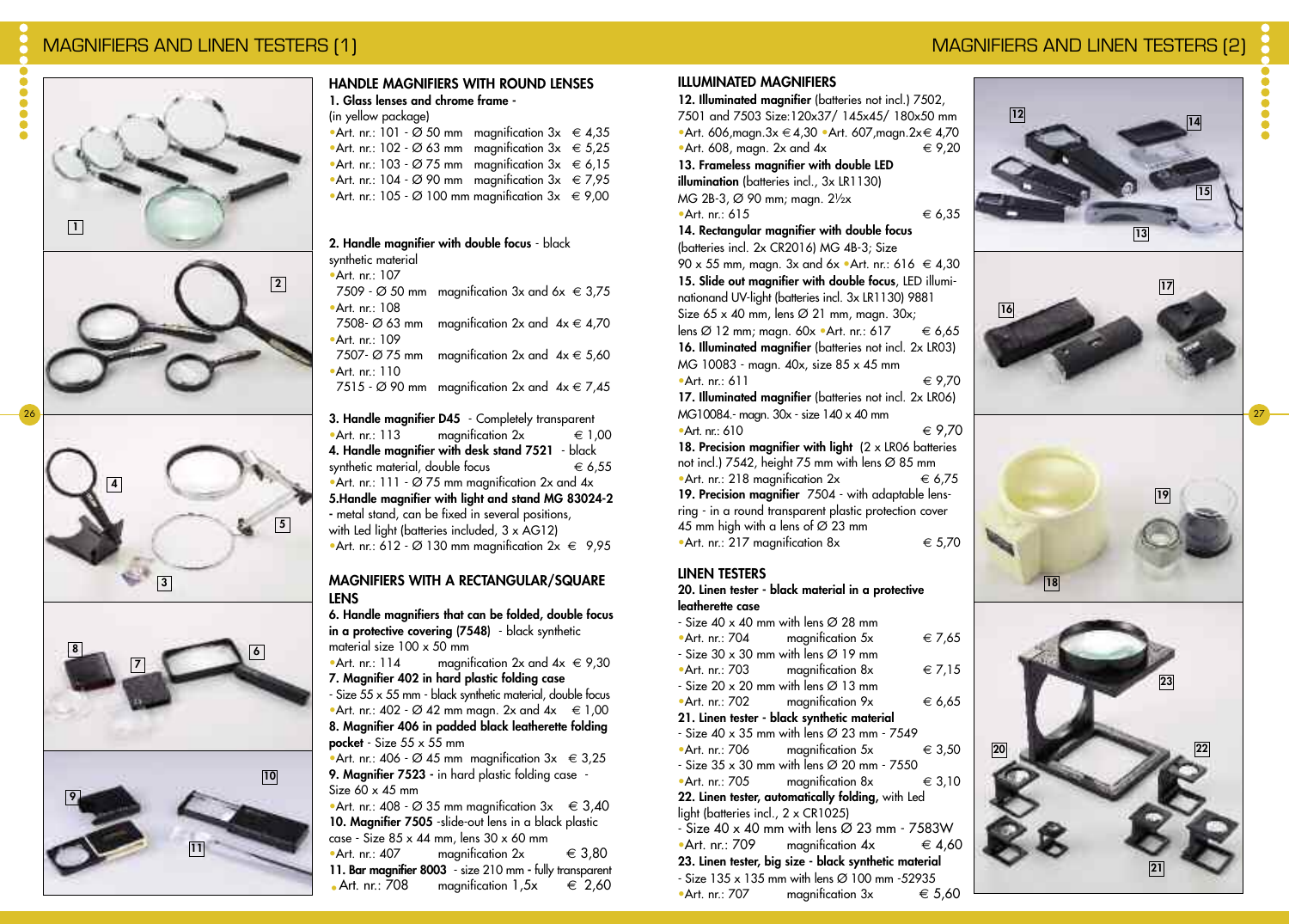# MAGNIFIERS AND LINEN TESTERS (1)

## HANDLE MAGNIFIERS WITH ROUND LENSES

**1. Glass lenses and chrome frame -**
(in yellow package)
- Art. nr.: 101 - Ø 50 mm magnification 3x € 4,35
- Art. nr.: 102 - Ø 63 mm magnification 3x € 5,25
- Art. nr.: 103 - Ø 75 mm magnification 3x € 6,15
- Art. nr.: 104 - Ø 90 mm magnification 3x € 7,95
- Art. nr.: 105 - Ø 100 mm magnification 3x € 9,00

**2. Handle magnifier with double focus** - black synthetic material
- Art. nr.: 107
  7509 - Ø 50 mm magnification 3x and 6x € 3,75
- Art. nr.: 108
  7508- Ø 63 mm magnification 2x and 4x € 4,70
- Art. nr.: 109
  7507- Ø 75 mm magnification 2x and 4x € 5,60
- Art. nr.: 110
  7515 - Ø 90 mm magnification 2x and 4x € 7,45

**3. Handle magnifier D45** - Completely transparent
- Art. nr.: 113 magnification 2x € 1,00

**4. Handle magnifier with desk stand 7521** - black synthetic material, double focus € 6,55
- Art. nr.: 111 - Ø 75 mm magnification 2x and 4x

**5.Handle magnifier with light and stand MG 83024-2** - metal stand, can be fixed in several positions, with Led light (batteries included, 3 x AG12)
- Art. nr.: 612 - Ø 130 mm magnification 2x € 9,95

## MAGNIFIERS WITH A RECTANGULAR/SQUARE LENS

**6. Handle magnifiers that can be folded, double focus in a protective covering (7548)** - black synthetic material size 100 x 50 mm
- Art. nr.: 114 magnification 2x and 4x € 9,30

**7. Magnifier 402 in hard plastic folding case**
- Size 55 x 55 mm - black synthetic material, double focus
- Art. nr.: 402 - Ø 42 mm magn. 2x and 4x € 1,00

**8. Magnifier 406 in padded black leatherette folding pocket** - Size 55 x 55 mm
- Art. nr.: 406 - Ø 45 mm magnification 3x € 3,25

**9. Magnifier 7523** - in hard plastic folding case - Size 60 x 45 mm
- Art. nr.: 408 - Ø 35 mm magnification 3x € 3,40

**10. Magnifier 7505** -slide-out lens in a black plastic case - Size 85 x 44 mm, lens 30 x 60 mm
- Art. nr.: 407 magnification 2x € 3,80

**11. Bar magnifier 8003** - size 210 mm - fully transparent
- Art. nr.: 708 magnification 1,5x € 2,60

# MAGNIFIERS AND LINEN TESTERS (2)

## ILLUMINATED MAGNIFIERS

**12. Illuminated magnifier** (batteries not incl.) 7502, 7501 and 7503 Size:120x37/ 145x45/ 180x50 mm
- Art. 606,magn.3x € 4,30 • Art. 607,magn.2x € 4,70
- Art. 608, magn. 2x and 4x € 9,20

**13. Frameless magnifier with double LED illumination** (batteries incl., 3x LR1130) MG 2B-3, Ø 90 mm; magn. 2½x
- Art. nr.: 615 € 6,35

**14. Rectangular magnifier with double focus** (batteries incl. 2x CR2016) MG 4B-3; Size 90 x 55 mm, magn. 3x and 6x • Art. nr.: 616 € 4,30

**15. Slide out magnifier with double focus**, LED illuminationand UV-light (batteries incl. 3x LR1130) 9881 Size 65 x 40 mm, lens Ø 21 mm, magn. 30x; lens Ø 12 mm; magn. 60x • Art. nr.: 617 € 6,65

**16. Illuminated magnifier** (batteries not incl. 2x LR03) MG 10083 - magn. 40x, size 85 x 45 mm
- Art. nr.: 611 € 9,70

**17. Illuminated magnifier** (batteries not incl. 2x LR06) MG10084.- magn. 30x - size 140 x 40 mm
- Art. nr.: 610 € 9,70

**18. Precision magnifier with light** (2 x LR06 batteries not incl.) 7542, height 75 mm with lens Ø 85 mm
- Art. nr.: 218 magnification 2x € 6,75

**19. Precision magnifier** 7504 - with adaptable lens-ring - in a round transparent plastic protection cover 45 mm high with a lens of Ø 23 mm
- Art. nr.: 217 magnification 8x € 5,70

## LINEN TESTERS

**20. Linen tester - black material in a protective leatherette case**
- Size 40 x 40 mm with lens Ø 28 mm
- Art. nr.: 704 magnification 5x € 7,65
- Size 30 x 30 mm with lens Ø 19 mm
- Art. nr.: 703 magnification 8x € 7,15
- Size 20 x 20 mm with lens Ø 13 mm
- Art. nr.: 702 magnification 9x € 6,65

**21. Linen tester - black synthetic material**
- Size 40 x 35 mm with lens Ø 23 mm - 7549
- Art. nr.: 706 magnification 5x € 3,50
- Size 35 x 30 mm with lens Ø 20 mm - 7550
- Art. nr.: 705 magnification 8x € 3,10

**22. Linen tester, automatically folding,** with Led light (batteries incl., 2 x CR1025)
- Size 40 x 40 mm with lens Ø 23 mm - 7583W
- Art. nr.: 709 magnification 4x € 4,60

**23. Linen tester, big size - black synthetic material**
- Size 135 x 135 mm with lens Ø 100 mm -52935
- Art. nr.: 707 magnification 3x € 5,60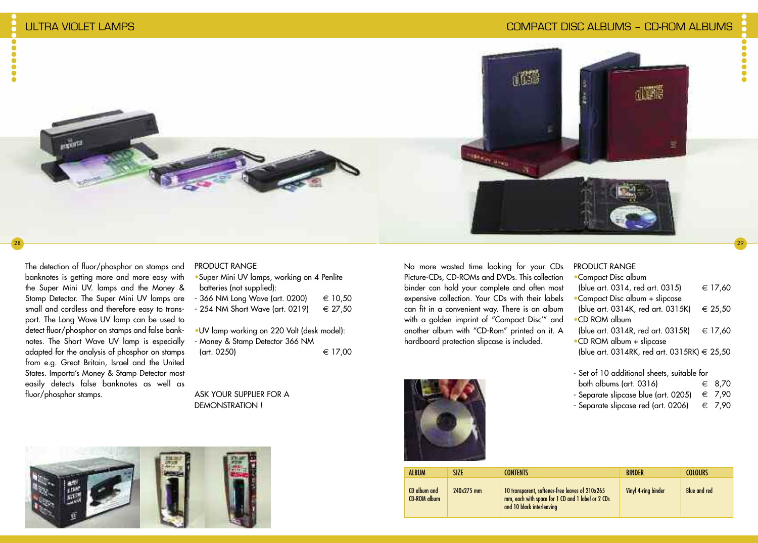# ULTRA VIOLET LAMPS

The detection of fluor/phosphor on stamps and banknotes is getting more and more easy with the Super Mini UV. lamps and the Money & Stamp Detector. The Super Mini UV lamps are small and cordless and therefore easy to transport. The Long Wave UV lamp can be used to detect fluor/phosphor on stamps and false banknotes. The Short Wave UV lamp is especially adapted for the analysis of phosphor on stamps from e.g. Great Britain, Israel and the United States. Importa's Money & Stamp Detector most easily detects false banknotes as well as fluor/phosphor stamps.

PRODUCT RANGE

- Super Mini UV lamps, working on 4 Penlite batteries (not supplied):
  - 366 NM Long Wave (art. 0200) € 10,50
  - 254 NM Short Wave (art. 0219) € 27,50
- UV lamp working on 220 Volt (desk model):
  - Money & Stamp Detector 366 NM (art. 0250) € 17,00

ASK YOUR SUPPLIER FOR A DEMONSTRATION !

# COMPACT DISC ALBUMS – CD-ROM ALBUMS

No more wasted time looking for your CDs Picture-CDs, CD-ROMs and DVDs. This collection binder can hold your complete and often most expensive collection. Your CDs with their labels can fit in a convenient way. There is an album with a golden imprint of "Compact Disc'" and another album with "CD-Rom" printed on it. A hardboard protection slipcase is included.

PRODUCT RANGE

- Compact Disc album (blue art. 0314, red art. 0315) € 17,60
- Compact Disc album + slipcase (blue art. 0314K, red art. 0315K) € 25,50
- CD ROM album (blue art. 0314R, red art. 0315R) € 17,60
- CD ROM album + slipcase (blue art. 0314RK, red art. 0315RK) € 25,50

- Set of 10 additional sheets, suitable for both albums (art. 0316) € 8,70
- Separate slipcase blue (art. 0205) € 7,90
- Separate slipcase red (art. 0206) € 7,90

| ALBUM | SIZE | CONTENTS | BINDER | COLOURS |
|---|---|---|---|---|
| CD album and CD-ROM album | 240x275 mm | 10 transparent, softener-free leaves of 210x265 mm, each with space for 1 CD and 1 label or 2 CDs and 10 black interleaving | Vinyl 4-ring binder | Blue and red |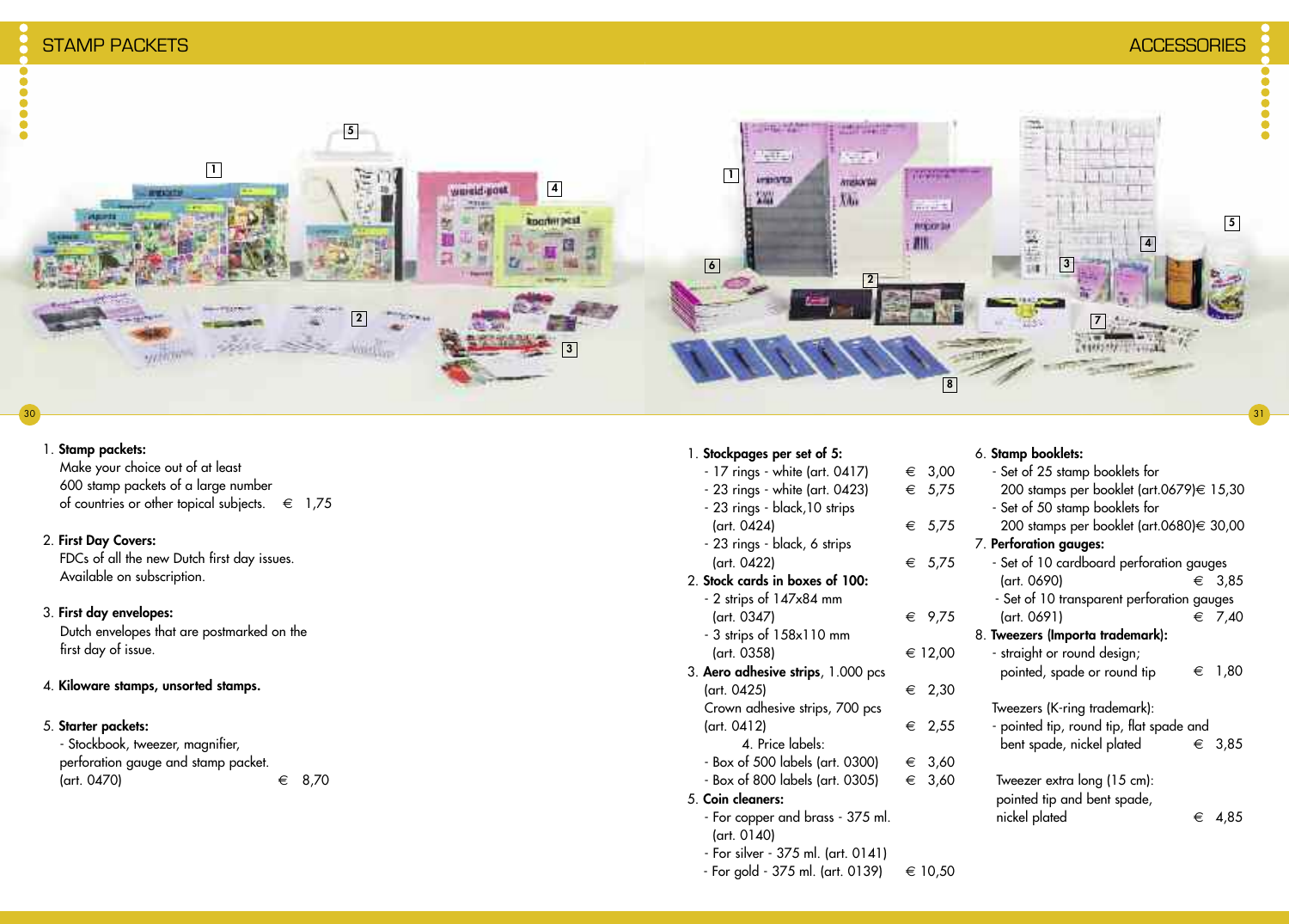## STAMP PACKETS

1. **Stamp packets:**
   Make your choice out of at least 600 stamp packets of a large number of countries or other topical subjects. € 1,75

2. **First Day Covers:**
   FDCs of all the new Dutch first day issues. Available on subscription.

3. **First day envelopes:**
   Dutch envelopes that are postmarked on the first day of issue.

4. **Kiloware stamps, unsorted stamps.**

5. **Starter packets:**
   - Stockbook, tweezer, magnifier, perforation gauge and stamp packet. (art. 0470) € 8,70

## ACCESSORIES

1. **Stockpages per set of 5:**
   - 17 rings - white (art. 0417) € 3,00
   - 23 rings - white (art. 0423) € 5,75
   - 23 rings - black,10 strips (art. 0424) € 5,75
   - 23 rings - black, 6 strips (art. 0422) € 5,75
2. **Stock cards in boxes of 100:**
   - 2 strips of 147x84 mm (art. 0347) € 9,75
   - 3 strips of 158x110 mm (art. 0358) € 12,00
3. **Aero adhesive strips**, 1.000 pcs (art. 0425) € 2,30
   Crown adhesive strips, 700 pcs (art. 0412) € 2,55
4. Price labels:
   - Box of 500 labels (art. 0300) € 3,60
   - Box of 800 labels (art. 0305) € 3,60
5. **Coin cleaners:**
   - For copper and brass - 375 ml. (art. 0140)
   - For silver - 375 ml. (art. 0141)
   - For gold - 375 ml. (art. 0139) € 10,50
6. **Stamp booklets:**
   - Set of 25 stamp booklets for 200 stamps per booklet (art.0679) € 15,30
   - Set of 50 stamp booklets for 200 stamps per booklet (art.0680) € 30,00
7. **Perforation gauges:**
   - Set of 10 cardboard perforation gauges (art. 0690) € 3,85
   - Set of 10 transparent perforation gauges (art. 0691) € 7,40
8. **Tweezers (Importa trademark):**
   - straight or round design; pointed, spade or round tip € 1,80

   Tweezers (K-ring trademark):
   - pointed tip, round tip, flat spade and bent spade, nickel plated € 3,85

   Tweezer extra long (15 cm): pointed tip and bent spade, nickel plated € 4,85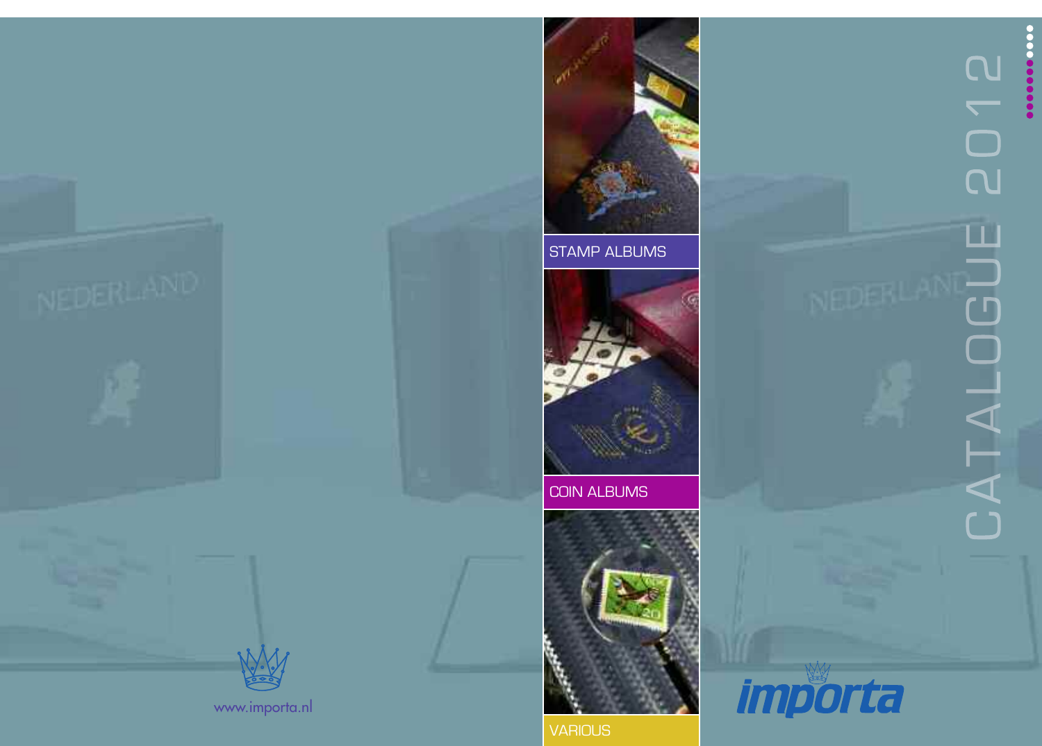STAMP ALBUMS

COIN ALBUMS

VARIOUS

www.importa.nl

importa

CATALOGUE 2012